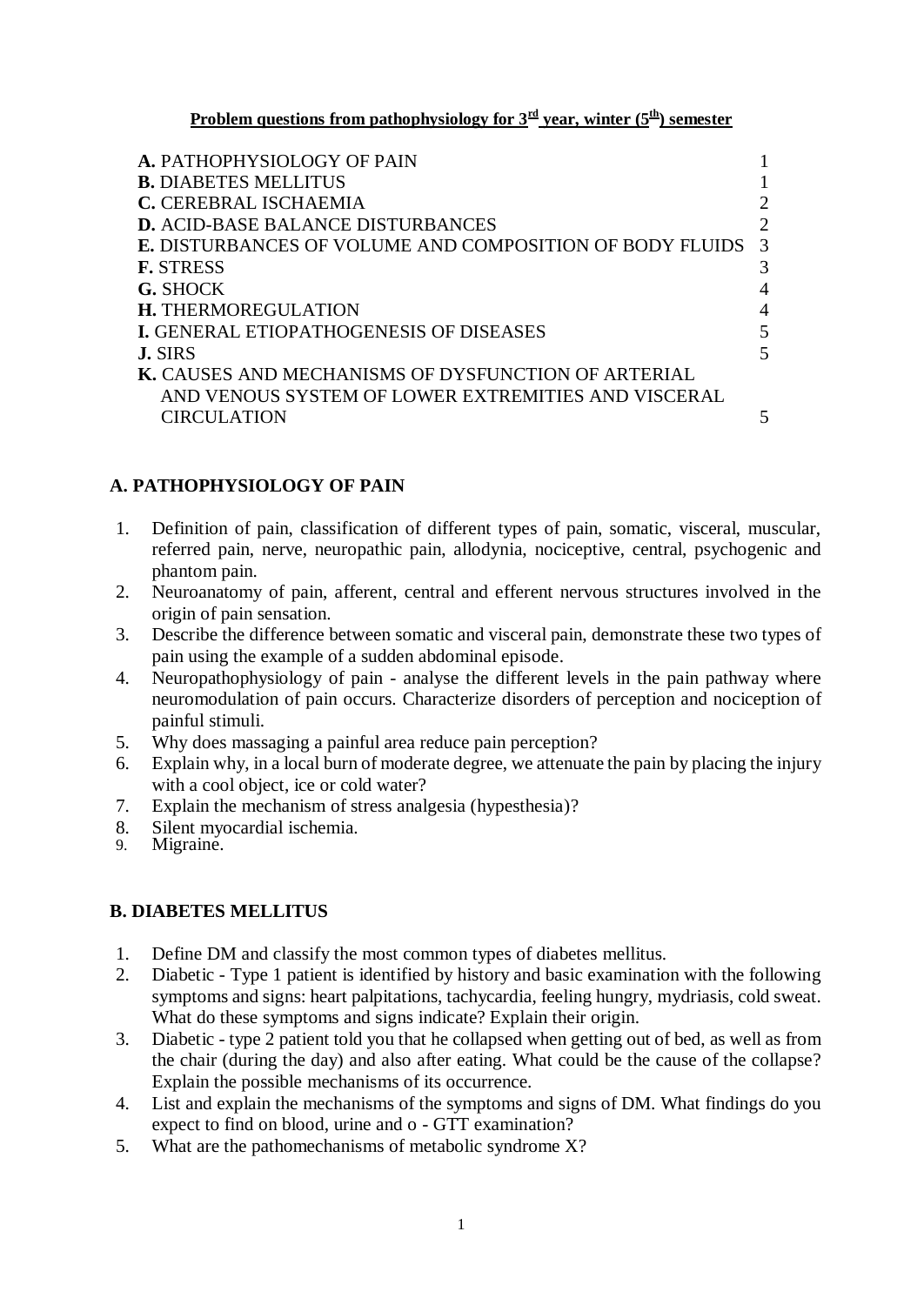# Problem questions from pathophysiology for 3rd year, winter (5th) semester

| | |
|---|---|
| **A.** PATHOPHYSIOLOGY OF PAIN | 1 |
| **B.** DIABETES MELLITUS | 1 |
| **C.** CEREBRAL ISCHAEMIA | 2 |
| **D.** ACID-BASE BALANCE DISTURBANCES | 2 |
| **E.** DISTURBANCES OF VOLUME AND COMPOSITION OF BODY FLUIDS | 3 |
| **F.** STRESS | 3 |
| **G.** SHOCK | 4 |
| **H.** THERMOREGULATION | 4 |
| **I.** GENERAL ETIOPATHOGENESIS OF DISEASES | 5 |
| **J.** SIRS | 5 |
| **K.** CAUSES AND MECHANISMS OF DYSFUNCTION OF ARTERIAL AND VENOUS SYSTEM OF LOWER EXTREMITIES AND VISCERAL CIRCULATION | 5 |

## A. PATHOPHYSIOLOGY OF PAIN

1. Definition of pain, classification of different types of pain, somatic, visceral, muscular, referred pain, nerve, neuropathic pain, allodynia, nociceptive, central, psychogenic and phantom pain.
2. Neuroanatomy of pain, afferent, central and efferent nervous structures involved in the origin of pain sensation.
3. Describe the difference between somatic and visceral pain, demonstrate these two types of pain using the example of a sudden abdominal episode.
4. Neuropathophysiology of pain - analyse the different levels in the pain pathway where neuromodulation of pain occurs. Characterize disorders of perception and nociception of painful stimuli.
5. Why does massaging a painful area reduce pain perception?
6. Explain why, in a local burn of moderate degree, we attenuate the pain by placing the injury with a cool object, ice or cold water?
7. Explain the mechanism of stress analgesia (hypesthesia)?
8. Silent myocardial ischemia.
9. Migraine.

## B. DIABETES MELLITUS

1. Define DM and classify the most common types of diabetes mellitus.
2. Diabetic - Type 1 patient is identified by history and basic examination with the following symptoms and signs: heart palpitations, tachycardia, feeling hungry, mydriasis, cold sweat. What do these symptoms and signs indicate? Explain their origin.
3. Diabetic - type 2 patient told you that he collapsed when getting out of bed, as well as from the chair (during the day) and also after eating. What could be the cause of the collapse? Explain the possible mechanisms of its occurrence.
4. List and explain the mechanisms of the symptoms and signs of DM. What findings do you expect to find on blood, urine and o - GTT examination?
5. What are the pathomechanisms of metabolic syndrome X?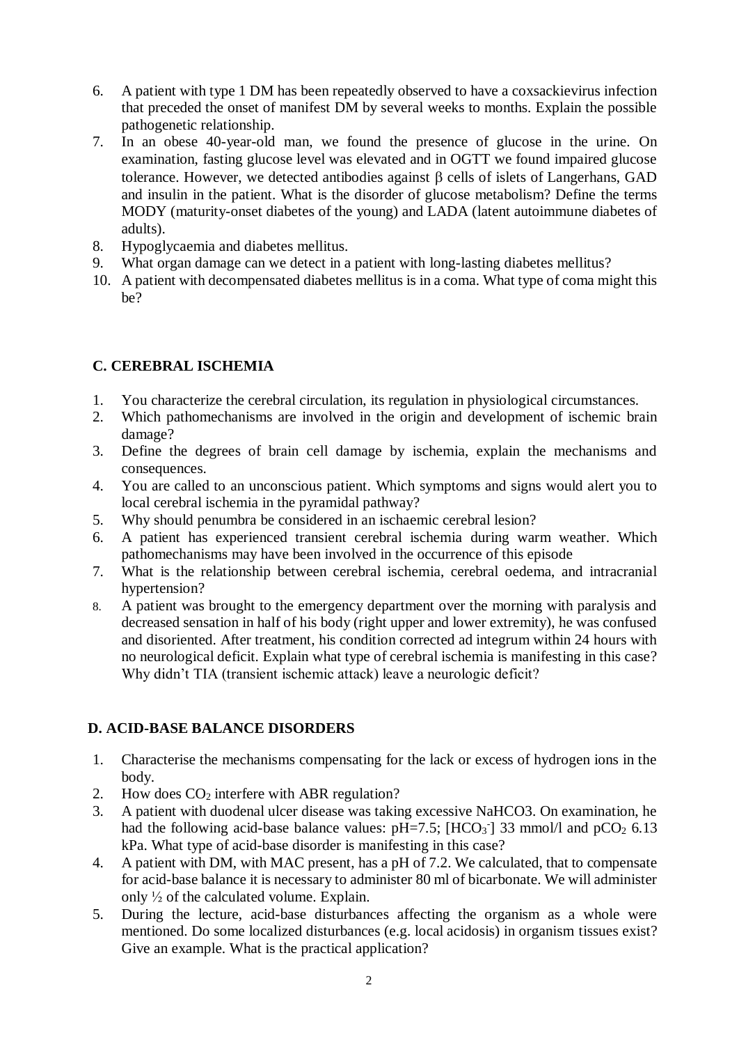6. A patient with type 1 DM has been repeatedly observed to have a coxsackievirus infection that preceded the onset of manifest DM by several weeks to months. Explain the possible pathogenetic relationship.
7. In an obese 40-year-old man, we found the presence of glucose in the urine. On examination, fasting glucose level was elevated and in OGTT we found impaired glucose tolerance. However, we detected antibodies against β cells of islets of Langerhans, GAD and insulin in the patient. What is the disorder of glucose metabolism? Define the terms MODY (maturity-onset diabetes of the young) and LADA (latent autoimmune diabetes of adults).
8. Hypoglycaemia and diabetes mellitus.
9. What organ damage can we detect in a patient with long-lasting diabetes mellitus?
10. A patient with decompensated diabetes mellitus is in a coma. What type of coma might this be?

## C. CEREBRAL ISCHEMIA

1. You characterize the cerebral circulation, its regulation in physiological circumstances.
2. Which pathomechanisms are involved in the origin and development of ischemic brain damage?
3. Define the degrees of brain cell damage by ischemia, explain the mechanisms and consequences.
4. You are called to an unconscious patient. Which symptoms and signs would alert you to local cerebral ischemia in the pyramidal pathway?
5. Why should penumbra be considered in an ischaemic cerebral lesion?
6. A patient has experienced transient cerebral ischemia during warm weather. Which pathomechanisms may have been involved in the occurrence of this episode
7. What is the relationship between cerebral ischemia, cerebral oedema, and intracranial hypertension?
8. A patient was brought to the emergency department over the morning with paralysis and decreased sensation in half of his body (right upper and lower extremity), he was confused and disoriented. After treatment, his condition corrected ad integrum within 24 hours with no neurological deficit. Explain what type of cerebral ischemia is manifesting in this case? Why didn't TIA (transient ischemic attack) leave a neurologic deficit?

## D. ACID-BASE BALANCE DISORDERS

1. Characterise the mechanisms compensating for the lack or excess of hydrogen ions in the body.
2. How does $CO_2$ interfere with ABR regulation?
3. A patient with duodenal ulcer disease was taking excessive NaHCO3. On examination, he had the following acid-base balance values: pH=7.5; $[HCO_3^-]$ 33 mmol/l and $pCO_2$ 6.13 kPa. What type of acid-base disorder is manifesting in this case?
4. A patient with DM, with MAC present, has a pH of 7.2. We calculated, that to compensate for acid-base balance it is necessary to administer 80 ml of bicarbonate. We will administer only ½ of the calculated volume. Explain.
5. During the lecture, acid-base disturbances affecting the organism as a whole were mentioned. Do some localized disturbances (e.g. local acidosis) in organism tissues exist? Give an example. What is the practical application?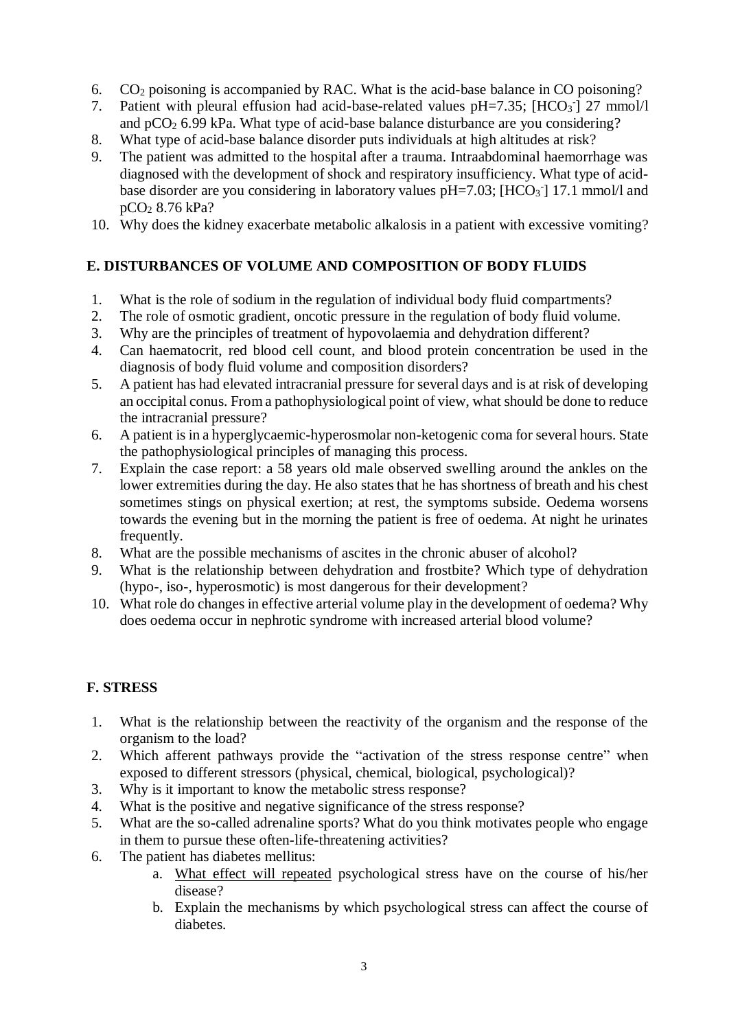6. $CO_2$ poisoning is accompanied by RAC. What is the acid-base balance in CO poisoning?
7. Patient with pleural effusion had acid-base-related values pH=7.35; $[HCO_3^-]$ 27 mmol/l and $pCO_2$ 6.99 kPa. What type of acid-base balance disturbance are you considering?
8. What type of acid-base balance disorder puts individuals at high altitudes at risk?
9. The patient was admitted to the hospital after a trauma. Intraabdominal haemorrhage was diagnosed with the development of shock and respiratory insufficiency. What type of acid-base disorder are you considering in laboratory values pH=7.03; $[HCO_3^-]$ 17.1 mmol/l and $pCO_2$ 8.76 kPa?
10. Why does the kidney exacerbate metabolic alkalosis in a patient with excessive vomiting?

## E. DISTURBANCES OF VOLUME AND COMPOSITION OF BODY FLUIDS

1. What is the role of sodium in the regulation of individual body fluid compartments?
2. The role of osmotic gradient, oncotic pressure in the regulation of body fluid volume.
3. Why are the principles of treatment of hypovolaemia and dehydration different?
4. Can haematocrit, red blood cell count, and blood protein concentration be used in the diagnosis of body fluid volume and composition disorders?
5. A patient has had elevated intracranial pressure for several days and is at risk of developing an occipital conus. From a pathophysiological point of view, what should be done to reduce the intracranial pressure?
6. A patient is in a hyperglycaemic-hyperosmolar non-ketogenic coma for several hours. State the pathophysiological principles of managing this process.
7. Explain the case report: a 58 years old male observed swelling around the ankles on the lower extremities during the day. He also states that he has shortness of breath and his chest sometimes stings on physical exertion; at rest, the symptoms subside. Oedema worsens towards the evening but in the morning the patient is free of oedema. At night he urinates frequently.
8. What are the possible mechanisms of ascites in the chronic abuser of alcohol?
9. What is the relationship between dehydration and frostbite? Which type of dehydration (hypo-, iso-, hyperosmotic) is most dangerous for their development?
10. What role do changes in effective arterial volume play in the development of oedema? Why does oedema occur in nephrotic syndrome with increased arterial blood volume?

## F. STRESS

1. What is the relationship between the reactivity of the organism and the response of the organism to the load?
2. Which afferent pathways provide the "activation of the stress response centre" when exposed to different stressors (physical, chemical, biological, psychological)?
3. Why is it important to know the metabolic stress response?
4. What is the positive and negative significance of the stress response?
5. What are the so-called adrenaline sports? What do you think motivates people who engage in them to pursue these often-life-threatening activities?
6. The patient has diabetes mellitus:
   a. What effect will repeated psychological stress have on the course of his/her disease?
   b. Explain the mechanisms by which psychological stress can affect the course of diabetes.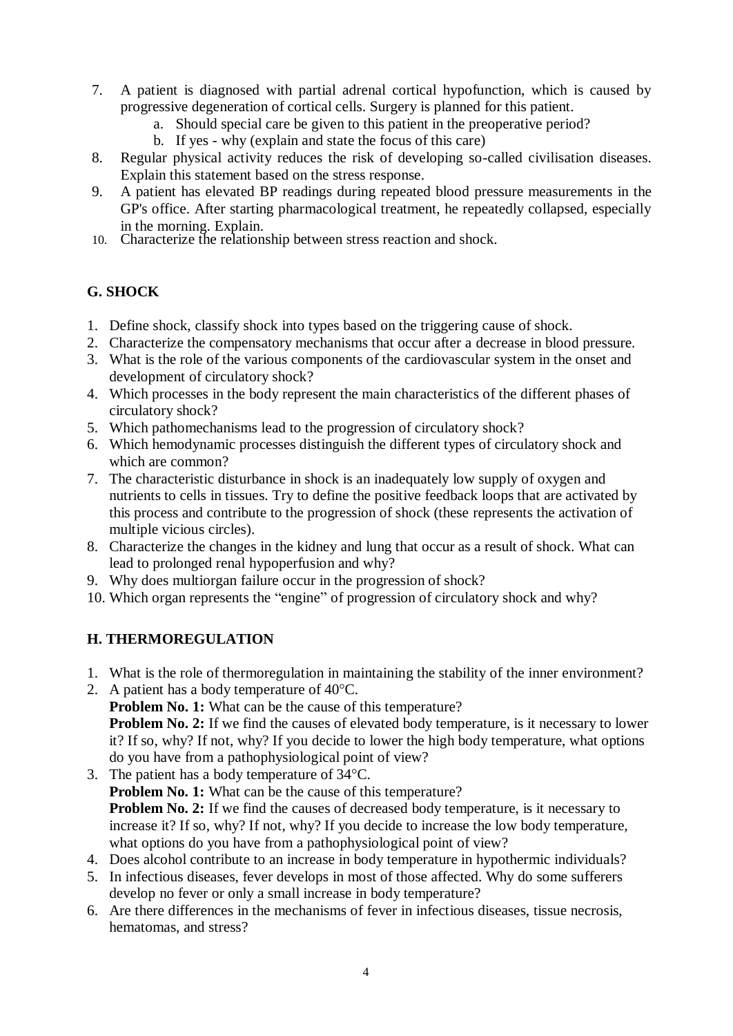7. A patient is diagnosed with partial adrenal cortical hypofunction, which is caused by progressive degeneration of cortical cells. Surgery is planned for this patient.
   a. Should special care be given to this patient in the preoperative period?
   b. If yes - why (explain and state the focus of this care)
8. Regular physical activity reduces the risk of developing so-called civilisation diseases. Explain this statement based on the stress response.
9. A patient has elevated BP readings during repeated blood pressure measurements in the GP's office. After starting pharmacological treatment, he repeatedly collapsed, especially in the morning. Explain.
10. Characterize the relationship between stress reaction and shock.

## G. SHOCK

1. Define shock, classify shock into types based on the triggering cause of shock.
2. Characterize the compensatory mechanisms that occur after a decrease in blood pressure.
3. What is the role of the various components of the cardiovascular system in the onset and development of circulatory shock?
4. Which processes in the body represent the main characteristics of the different phases of circulatory shock?
5. Which pathomechanisms lead to the progression of circulatory shock?
6. Which hemodynamic processes distinguish the different types of circulatory shock and which are common?
7. The characteristic disturbance in shock is an inadequately low supply of oxygen and nutrients to cells in tissues. Try to define the positive feedback loops that are activated by this process and contribute to the progression of shock (these represents the activation of multiple vicious circles).
8. Characterize the changes in the kidney and lung that occur as a result of shock. What can lead to prolonged renal hypoperfusion and why?
9. Why does multiorgan failure occur in the progression of shock?
10. Which organ represents the "engine" of progression of circulatory shock and why?

## H. THERMOREGULATION

1. What is the role of thermoregulation in maintaining the stability of the inner environment?
2. A patient has a body temperature of 40°C.
   **Problem No. 1:** What can be the cause of this temperature?
   **Problem No. 2:** If we find the causes of elevated body temperature, is it necessary to lower it? If so, why? If not, why? If you decide to lower the high body temperature, what options do you have from a pathophysiological point of view?
3. The patient has a body temperature of 34°C.
   **Problem No. 1:** What can be the cause of this temperature?
   **Problem No. 2:** If we find the causes of decreased body temperature, is it necessary to increase it? If so, why? If not, why? If you decide to increase the low body temperature, what options do you have from a pathophysiological point of view?
4. Does alcohol contribute to an increase in body temperature in hypothermic individuals?
5. In infectious diseases, fever develops in most of those affected. Why do some sufferers develop no fever or only a small increase in body temperature?
6. Are there differences in the mechanisms of fever in infectious diseases, tissue necrosis, hematomas, and stress?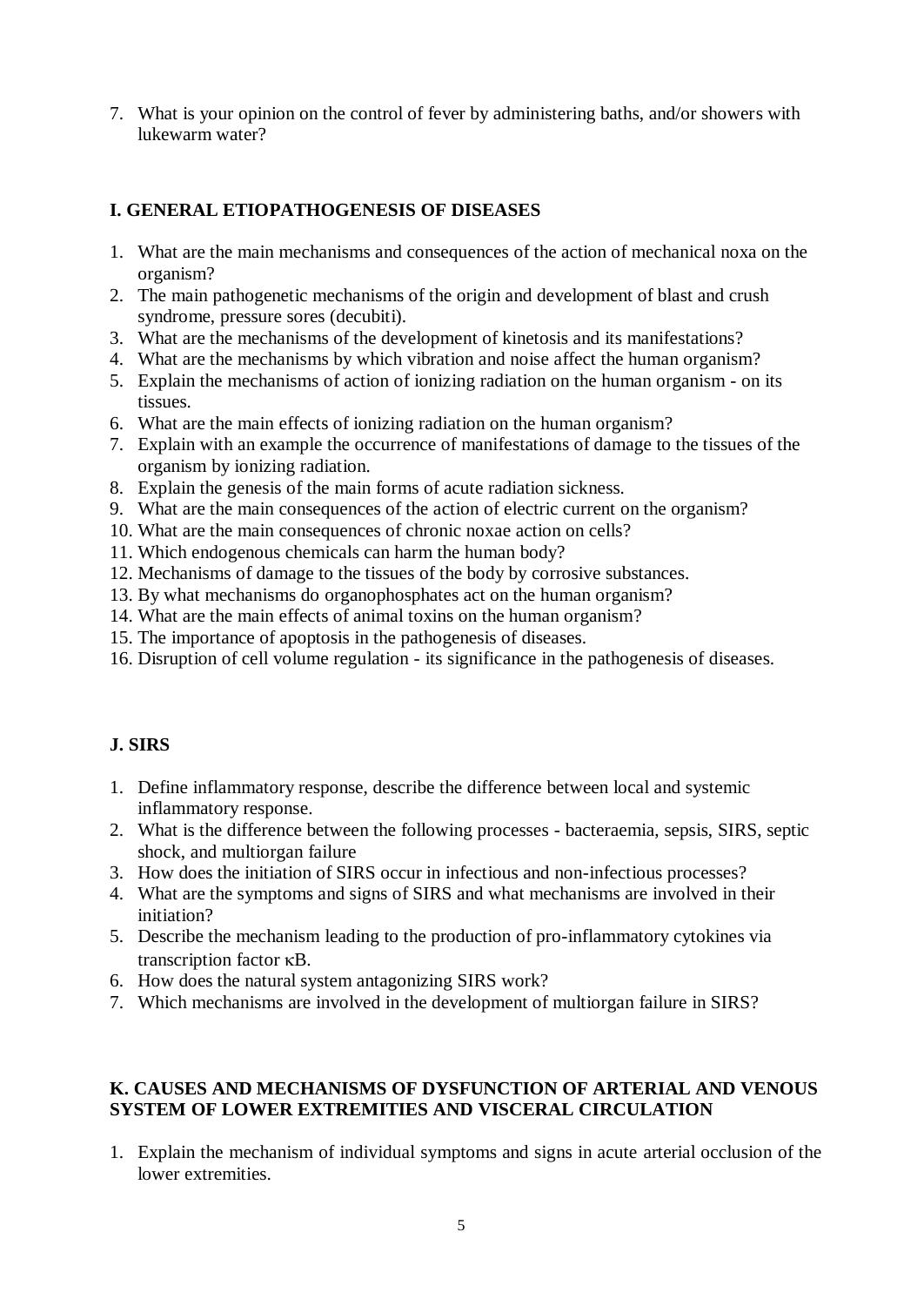7. What is your opinion on the control of fever by administering baths, and/or showers with lukewarm water?

## I. GENERAL ETIOPATHOGENESIS OF DISEASES

1. What are the main mechanisms and consequences of the action of mechanical noxa on the organism?
2. The main pathogenetic mechanisms of the origin and development of blast and crush syndrome, pressure sores (decubiti).
3. What are the mechanisms of the development of kinetosis and its manifestations?
4. What are the mechanisms by which vibration and noise affect the human organism?
5. Explain the mechanisms of action of ionizing radiation on the human organism - on its tissues.
6. What are the main effects of ionizing radiation on the human organism?
7. Explain with an example the occurrence of manifestations of damage to the tissues of the organism by ionizing radiation.
8. Explain the genesis of the main forms of acute radiation sickness.
9. What are the main consequences of the action of electric current on the organism?
10. What are the main consequences of chronic noxae action on cells?
11. Which endogenous chemicals can harm the human body?
12. Mechanisms of damage to the tissues of the body by corrosive substances.
13. By what mechanisms do organophosphates act on the human organism?
14. What are the main effects of animal toxins on the human organism?
15. The importance of apoptosis in the pathogenesis of diseases.
16. Disruption of cell volume regulation - its significance in the pathogenesis of diseases.

## J. SIRS

1. Define inflammatory response, describe the difference between local and systemic inflammatory response.
2. What is the difference between the following processes - bacteraemia, sepsis, SIRS, septic shock, and multiorgan failure
3. How does the initiation of SIRS occur in infectious and non-infectious processes?
4. What are the symptoms and signs of SIRS and what mechanisms are involved in their initiation?
5. Describe the mechanism leading to the production of pro-inflammatory cytokines via transcription factor κB.
6. How does the natural system antagonizing SIRS work?
7. Which mechanisms are involved in the development of multiorgan failure in SIRS?

## K. CAUSES AND MECHANISMS OF DYSFUNCTION OF ARTERIAL AND VENOUS SYSTEM OF LOWER EXTREMITIES AND VISCERAL CIRCULATION

1. Explain the mechanism of individual symptoms and signs in acute arterial occlusion of the lower extremities.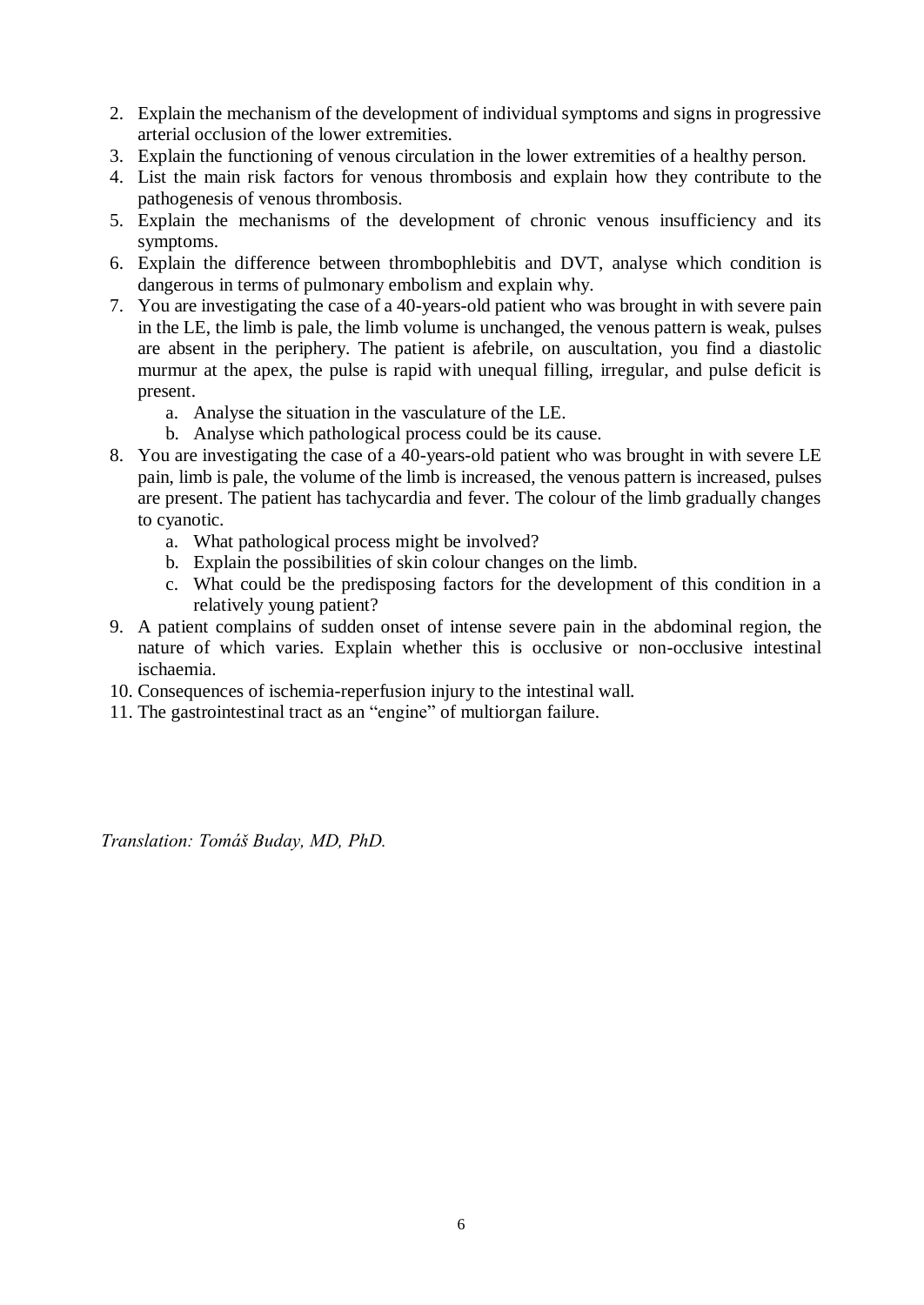2. Explain the mechanism of the development of individual symptoms and signs in progressive arterial occlusion of the lower extremities.
3. Explain the functioning of venous circulation in the lower extremities of a healthy person.
4. List the main risk factors for venous thrombosis and explain how they contribute to the pathogenesis of venous thrombosis.
5. Explain the mechanisms of the development of chronic venous insufficiency and its symptoms.
6. Explain the difference between thrombophlebitis and DVT, analyse which condition is dangerous in terms of pulmonary embolism and explain why.
7. You are investigating the case of a 40-years-old patient who was brought in with severe pain in the LE, the limb is pale, the limb volume is unchanged, the venous pattern is weak, pulses are absent in the periphery. The patient is afebrile, on auscultation, you find a diastolic murmur at the apex, the pulse is rapid with unequal filling, irregular, and pulse deficit is present.
    a. Analyse the situation in the vasculature of the LE.
    b. Analyse which pathological process could be its cause.
8. You are investigating the case of a 40-years-old patient who was brought in with severe LE pain, limb is pale, the volume of the limb is increased, the venous pattern is increased, pulses are present. The patient has tachycardia and fever. The colour of the limb gradually changes to cyanotic.
    a. What pathological process might be involved?
    b. Explain the possibilities of skin colour changes on the limb.
    c. What could be the predisposing factors for the development of this condition in a relatively young patient?
9. A patient complains of sudden onset of intense severe pain in the abdominal region, the nature of which varies. Explain whether this is occlusive or non-occlusive intestinal ischaemia.
10. Consequences of ischemia-reperfusion injury to the intestinal wall.
11. The gastrointestinal tract as an “engine” of multiorgan failure.

*Translation: Tomáš Buday, MD, PhD.*